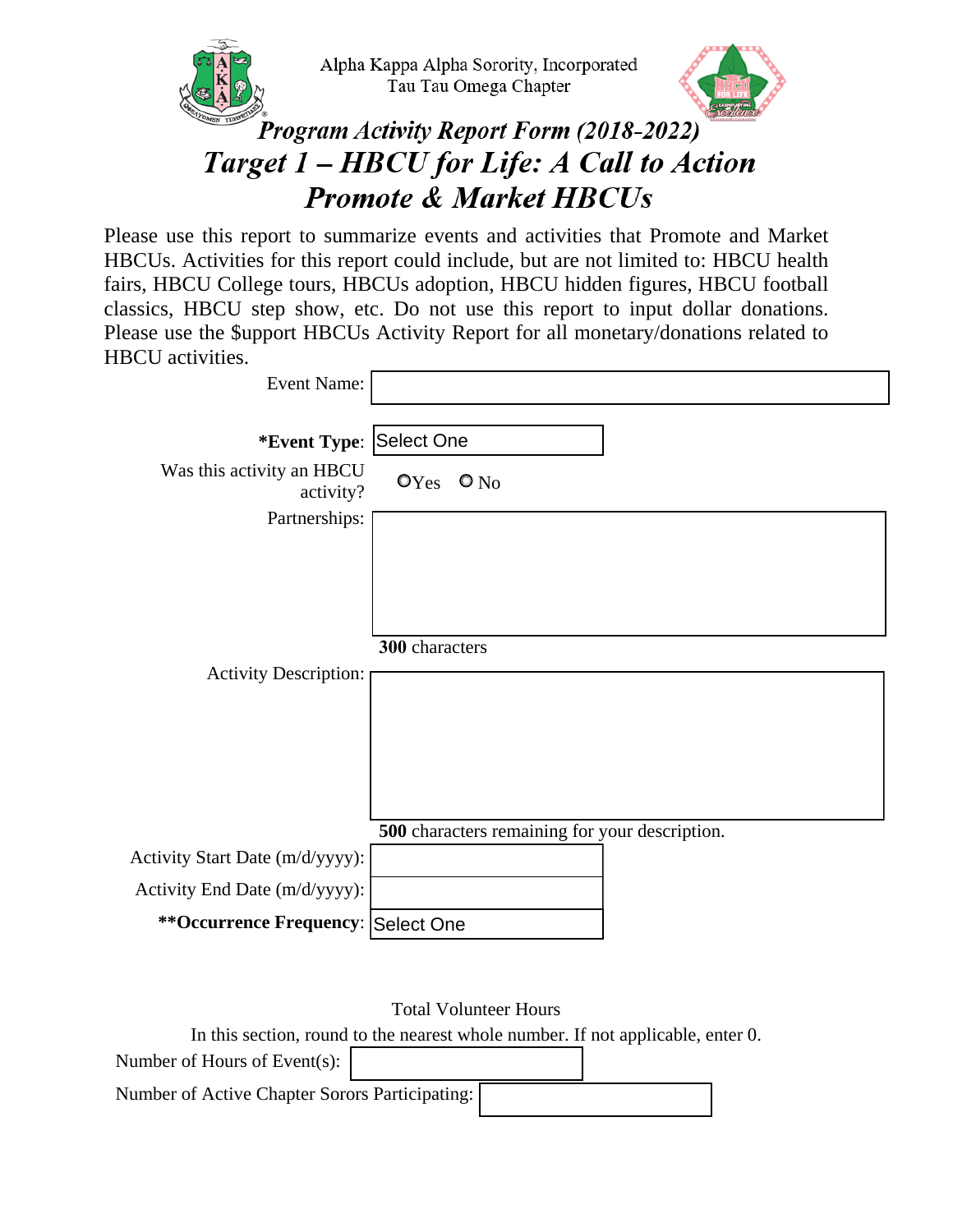Alpha Kappa Alpha Sorority, Incorporated
Tau Tau Omega Chapter

# *Program Activity Report Form (2018-2022)*

# *Target 1 – HBCU for Life: A Call to Action*

# *Promote & Market HBCUs*

Please use this report to summarize events and activities that Promote and Market HBCUs. Activities for this report could include, but are not limited to: HBCU health fairs, HBCU College tours, HBCUs adoption, HBCU hidden figures, HBCU football classics, HBCU step show, etc. Do not use this report to input dollar donations. Please use the $upport HBCUs Activity Report for all monetary/donations related to HBCU activities.

Event Name:

**\*Event Type**: Select One

Was this activity an HBCU activity? ○ Yes ○ No

Partnerships:

**300** characters

Activity Description:

**500** characters remaining for your description.

Activity Start Date (m/d/yyyy):

Activity End Date (m/d/yyyy):

**\*\*Occurrence Frequency**: Select One

Total Volunteer Hours

In this section, round to the nearest whole number. If not applicable, enter 0.

Number of Hours of Event(s):

Number of Active Chapter Sorors Participating: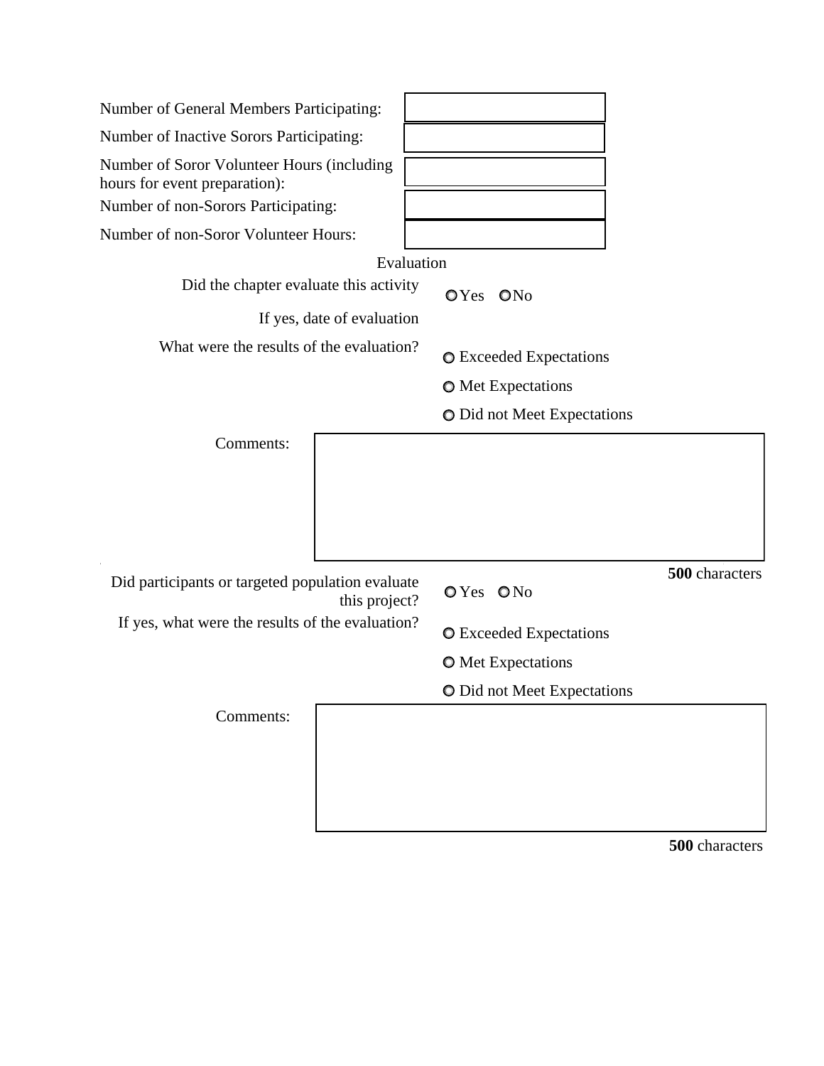| | |
|---|---|
| Number of General Members Participating: | |
| Number of Inactive Sorors Participating: | |
| Number of Soror Volunteer Hours (including hours for event preparation): | |
| Number of non-Sorors Participating: | |
| Number of non-Soror Volunteer Hours: | |

## Evaluation

Did the chapter evaluate this activity

○ Yes ○ No

If yes, date of evaluation

What were the results of the evaluation?

○ Exceeded Expectations

○ Met Expectations

○ Did not Meet Expectations

Comments:

**500** characters

Did participants or targeted population evaluate this project?

○ Yes ○ No

If yes, what were the results of the evaluation?

○ Exceeded Expectations

○ Met Expectations

○ Did not Meet Expectations

Comments:

**500** characters